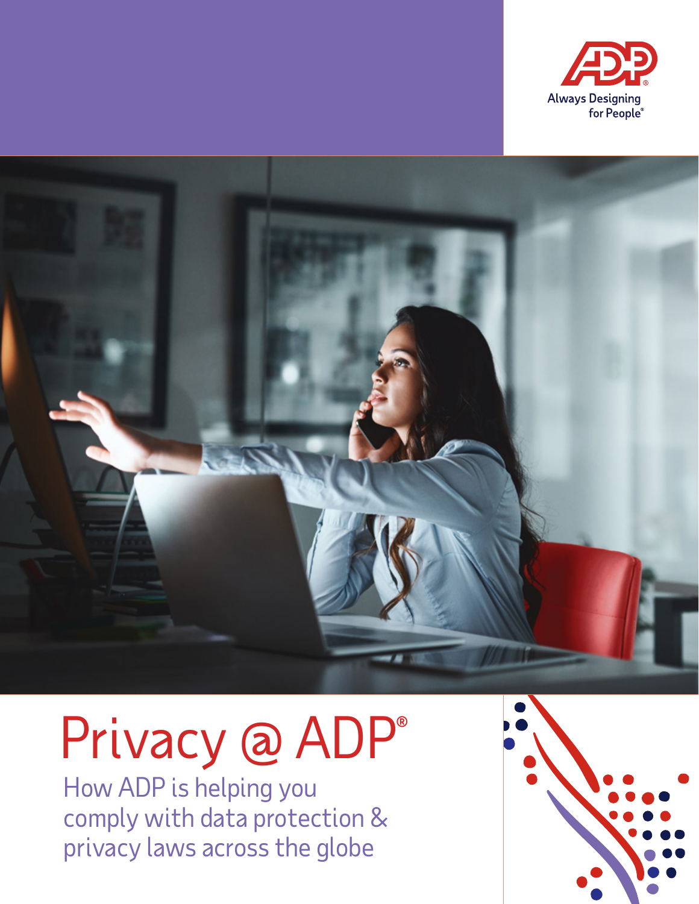ADP® Always Designing for People®

# Privacy @ ADP®

## How ADP is helping you comply with data protection & privacy laws across the globe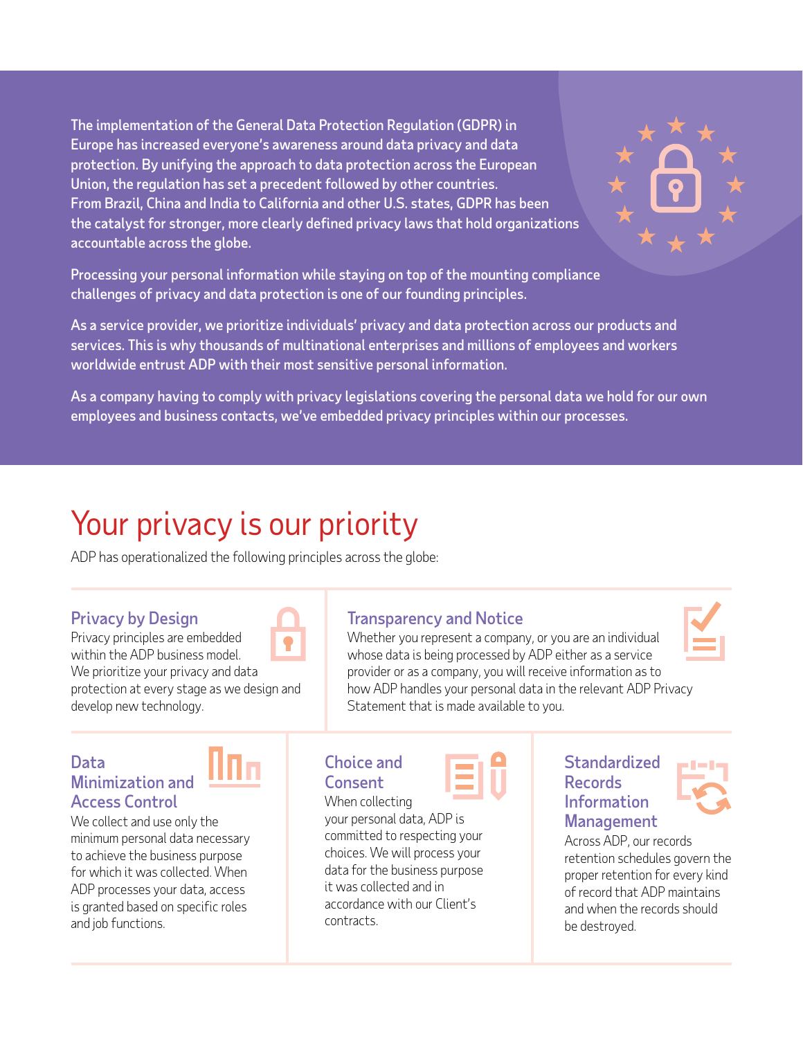The implementation of the General Data Protection Regulation (GDPR) in Europe has increased everyone's awareness around data privacy and data protection. By unifying the approach to data protection across the European Union, the regulation has set a precedent followed by other countries. From Brazil, China and India to California and other U.S. states, GDPR has been the catalyst for stronger, more clearly defined privacy laws that hold organizations accountable across the globe.

Processing your personal information while staying on top of the mounting compliance challenges of privacy and data protection is one of our founding principles.

As a service provider, we prioritize individuals' privacy and data protection across our products and services. This is why thousands of multinational enterprises and millions of employees and workers worldwide entrust ADP with their most sensitive personal information.

As a company having to comply with privacy legislations covering the personal data we hold for our own employees and business contacts, we've embedded privacy principles within our processes.

# Your privacy is our priority

ADP has operationalized the following principles across the globe:

## Privacy by Design

Privacy principles are embedded within the ADP business model. We prioritize your privacy and data protection at every stage as we design and develop new technology.

## Transparency and Notice

Whether you represent a company, or you are an individual whose data is being processed by ADP either as a service provider or as a company, you will receive information as to how ADP handles your personal data in the relevant ADP Privacy Statement that is made available to you.

## Data Minimization and Access Control

We collect and use only the minimum personal data necessary to achieve the business purpose for which it was collected. When ADP processes your data, access is granted based on specific roles and job functions.

## Choice and Consent

When collecting your personal data, ADP is committed to respecting your choices. We will process your data for the business purpose it was collected and in accordance with our Client's contracts.

## Standardized Records Information Management

Across ADP, our records retention schedules govern the proper retention for every kind of record that ADP maintains and when the records should be destroyed.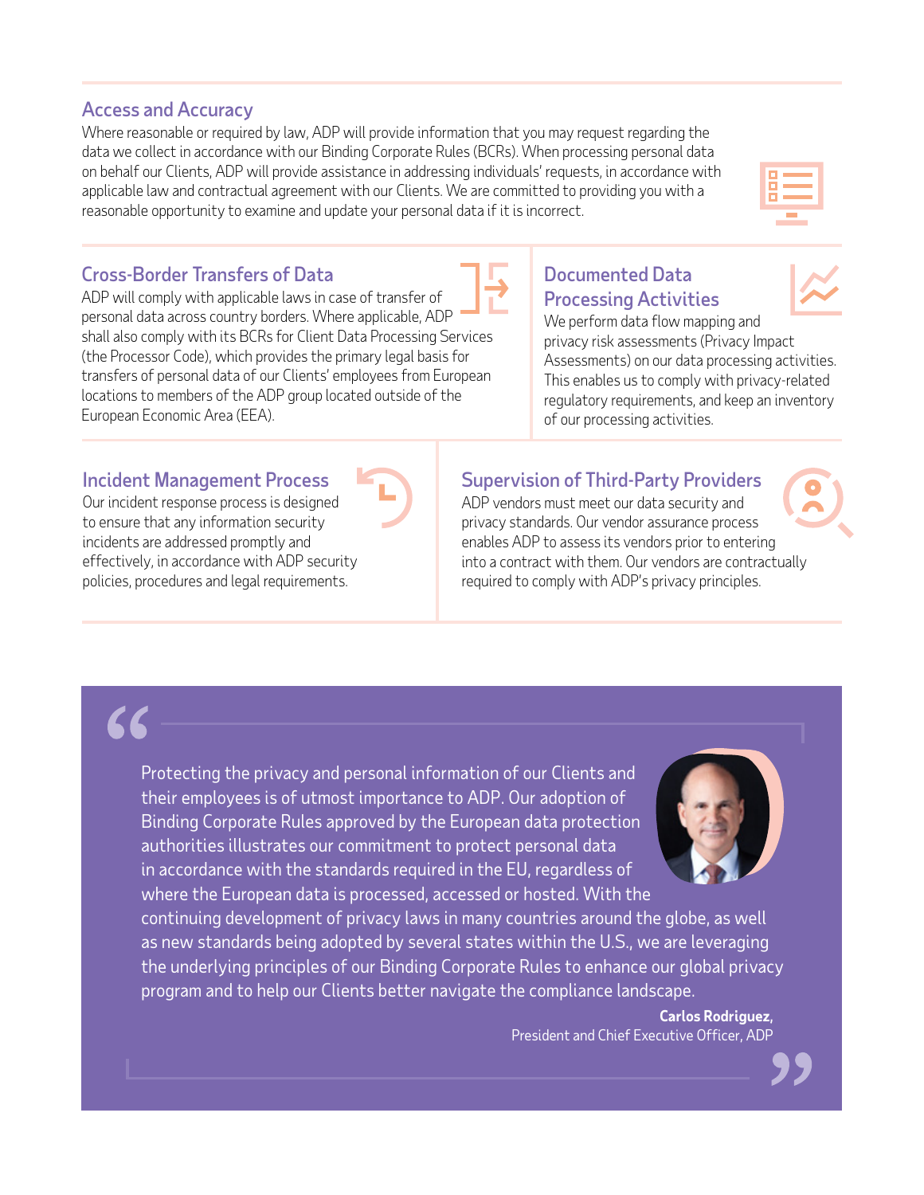## Access and Accuracy

Where reasonable or required by law, ADP will provide information that you may request regarding the data we collect in accordance with our Binding Corporate Rules (BCRs). When processing personal data on behalf our Clients, ADP will provide assistance in addressing individuals' requests, in accordance with applicable law and contractual agreement with our Clients. We are committed to providing you with a reasonable opportunity to examine and update your personal data if it is incorrect.

## Cross-Border Transfers of Data

ADP will comply with applicable laws in case of transfer of personal data across country borders. Where applicable, ADP shall also comply with its BCRs for Client Data Processing Services (the Processor Code), which provides the primary legal basis for transfers of personal data of our Clients' employees from European locations to members of the ADP group located outside of the European Economic Area (EEA).

## Documented Data Processing Activities

We perform data flow mapping and privacy risk assessments (Privacy Impact Assessments) on our data processing activities. This enables us to comply with privacy-related regulatory requirements, and keep an inventory of our processing activities.

## Incident Management Process

Our incident response process is designed to ensure that any information security incidents are addressed promptly and effectively, in accordance with ADP security policies, procedures and legal requirements.

## Supervision of Third-Party Providers

ADP vendors must meet our data security and privacy standards. Our vendor assurance process enables ADP to assess its vendors prior to entering into a contract with them. Our vendors are contractually required to comply with ADP's privacy principles.

> "Protecting the privacy and personal information of our Clients and their employees is of utmost importance to ADP. Our adoption of Binding Corporate Rules approved by the European data protection authorities illustrates our commitment to protect personal data in accordance with the standards required in the EU, regardless of where the European data is processed, accessed or hosted. With the continuing development of privacy laws in many countries around the globe, as well as new standards being adopted by several states within the U.S., we are leveraging the underlying principles of our Binding Corporate Rules to enhance our global privacy program and to help our Clients better navigate the compliance landscape."
>
> **Carlos Rodriguez,**
> President and Chief Executive Officer, ADP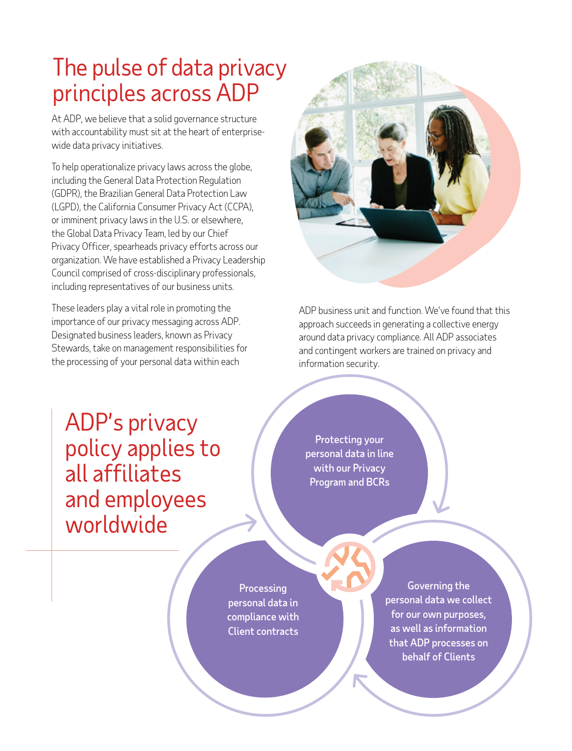# The pulse of data privacy principles across ADP

At ADP, we believe that a solid governance structure with accountability must sit at the heart of enterprise-wide data privacy initiatives.

To help operationalize privacy laws across the globe, including the General Data Protection Regulation (GDPR), the Brazilian General Data Protection Law (LGPD), the California Consumer Privacy Act (CCPA), or imminent privacy laws in the U.S. or elsewhere, the Global Data Privacy Team, led by our Chief Privacy Officer, spearheads privacy efforts across our organization. We have established a Privacy Leadership Council comprised of cross-disciplinary professionals, including representatives of our business units.

These leaders play a vital role in promoting the importance of our privacy messaging across ADP. Designated business leaders, known as Privacy Stewards, take on management responsibilities for the processing of your personal data within each ADP business unit and function. We've found that this approach succeeds in generating a collective energy around data privacy compliance. All ADP associates and contingent workers are trained on privacy and information security.

## ADP's privacy policy applies to all affiliates and employees worldwide

- Protecting your personal data in line with our Privacy Program and BCRs
- Governing the personal data we collect for our own purposes, as well as information that ADP processes on behalf of Clients
- Processing personal data in compliance with Client contracts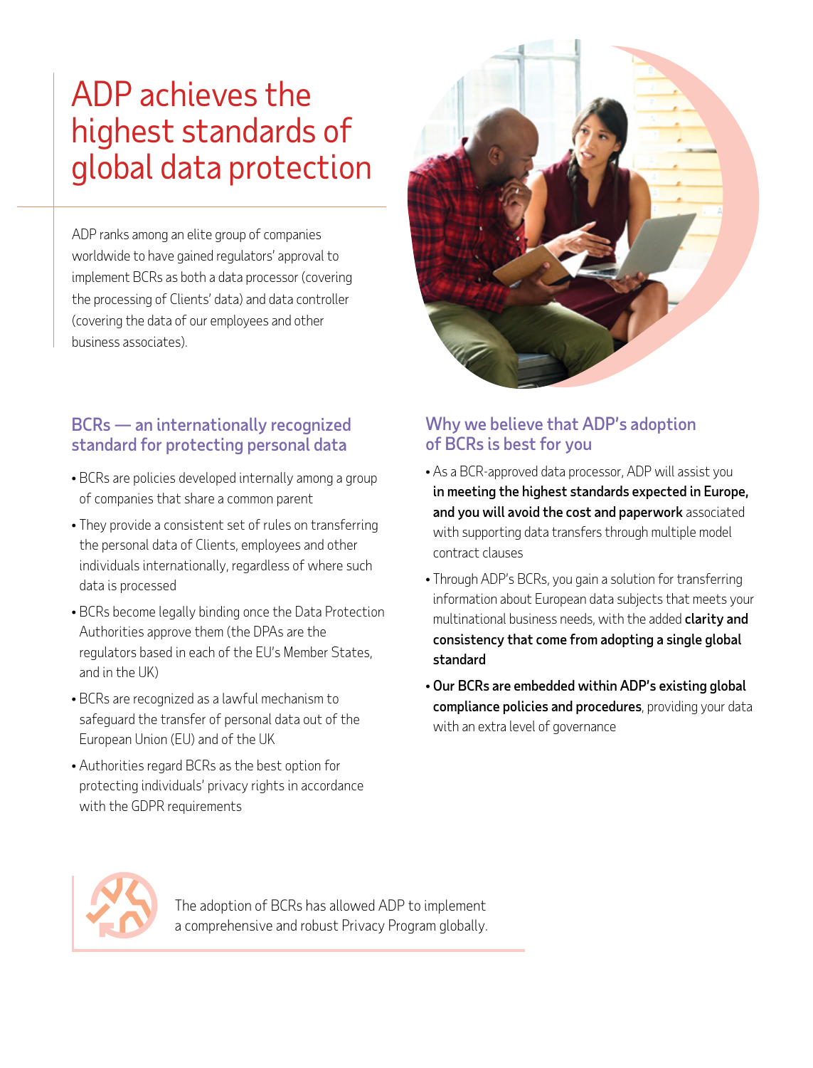# ADP achieves the highest standards of global data protection

ADP ranks among an elite group of companies worldwide to have gained regulators' approval to implement BCRs as both a data processor (covering the processing of Clients' data) and data controller (covering the data of our employees and other business associates).

## BCRs — an internationally recognized standard for protecting personal data

- BCRs are policies developed internally among a group of companies that share a common parent
- They provide a consistent set of rules on transferring the personal data of Clients, employees and other individuals internationally, regardless of where such data is processed
- BCRs become legally binding once the Data Protection Authorities approve them (the DPAs are the regulators based in each of the EU's Member States, and in the UK)
- BCRs are recognized as a lawful mechanism to safeguard the transfer of personal data out of the European Union (EU) and of the UK
- Authorities regard BCRs as the best option for protecting individuals' privacy rights in accordance with the GDPR requirements

## Why we believe that ADP's adoption of BCRs is best for you

- As a BCR-approved data processor, ADP will assist you **in meeting the highest standards expected in Europe, and you will avoid the cost and paperwork** associated with supporting data transfers through multiple model contract clauses
- Through ADP's BCRs, you gain a solution for transferring information about European data subjects that meets your multinational business needs, with the added **clarity and consistency that come from adopting a single global standard**
- **Our BCRs are embedded within ADP's existing global compliance policies and procedures**, providing your data with an extra level of governance

The adoption of BCRs has allowed ADP to implement a comprehensive and robust Privacy Program globally.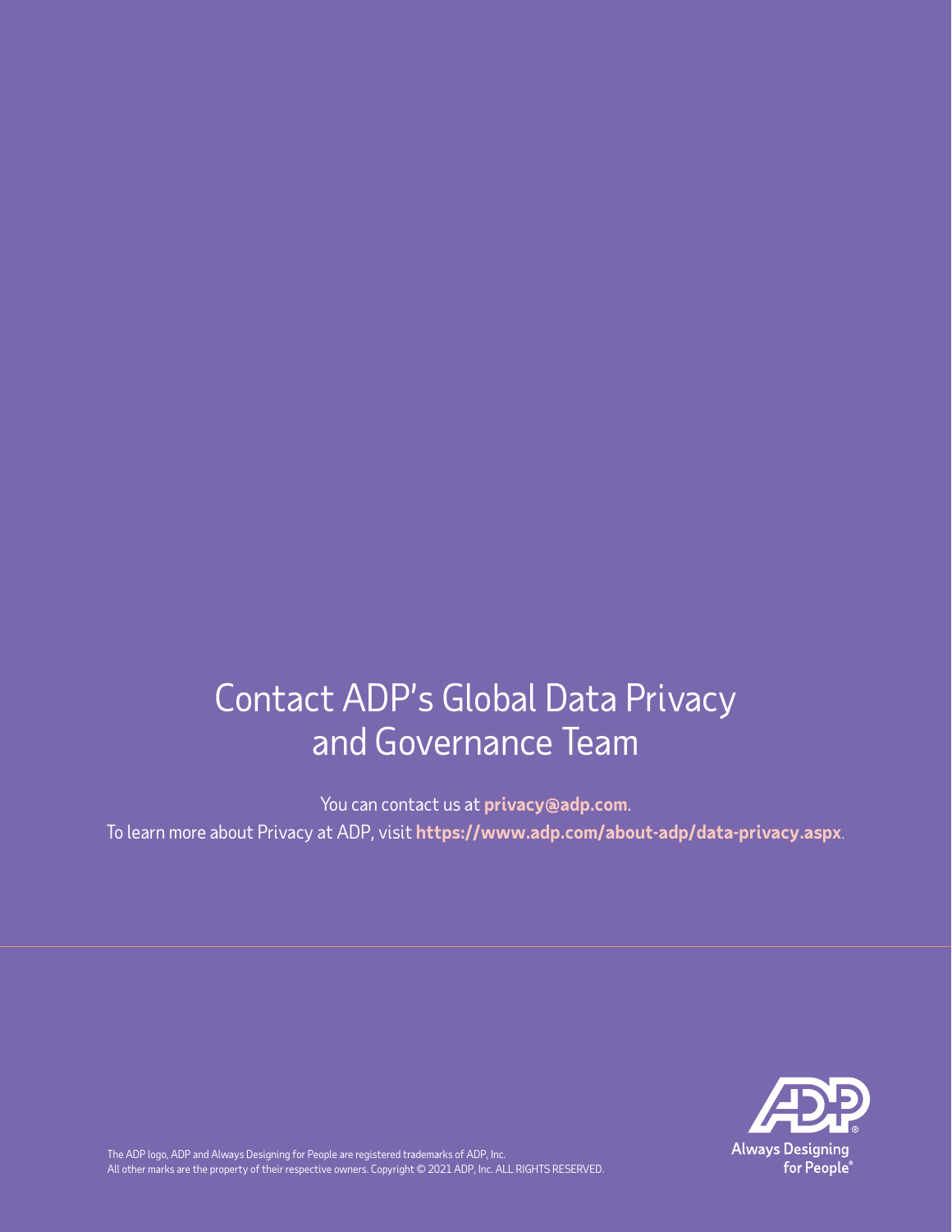# Contact ADP's Global Data Privacy and Governance Team

You can contact us at **privacy@adp.com**.

To learn more about Privacy at ADP, visit **https://www.adp.com/about-adp/data-privacy.aspx**.

The ADP logo, ADP and Always Designing for People are registered trademarks of ADP, Inc.
All other marks are the property of their respective owners. Copyright © 2021 ADP, Inc. ALL RIGHTS RESERVED.

Always Designing for People®